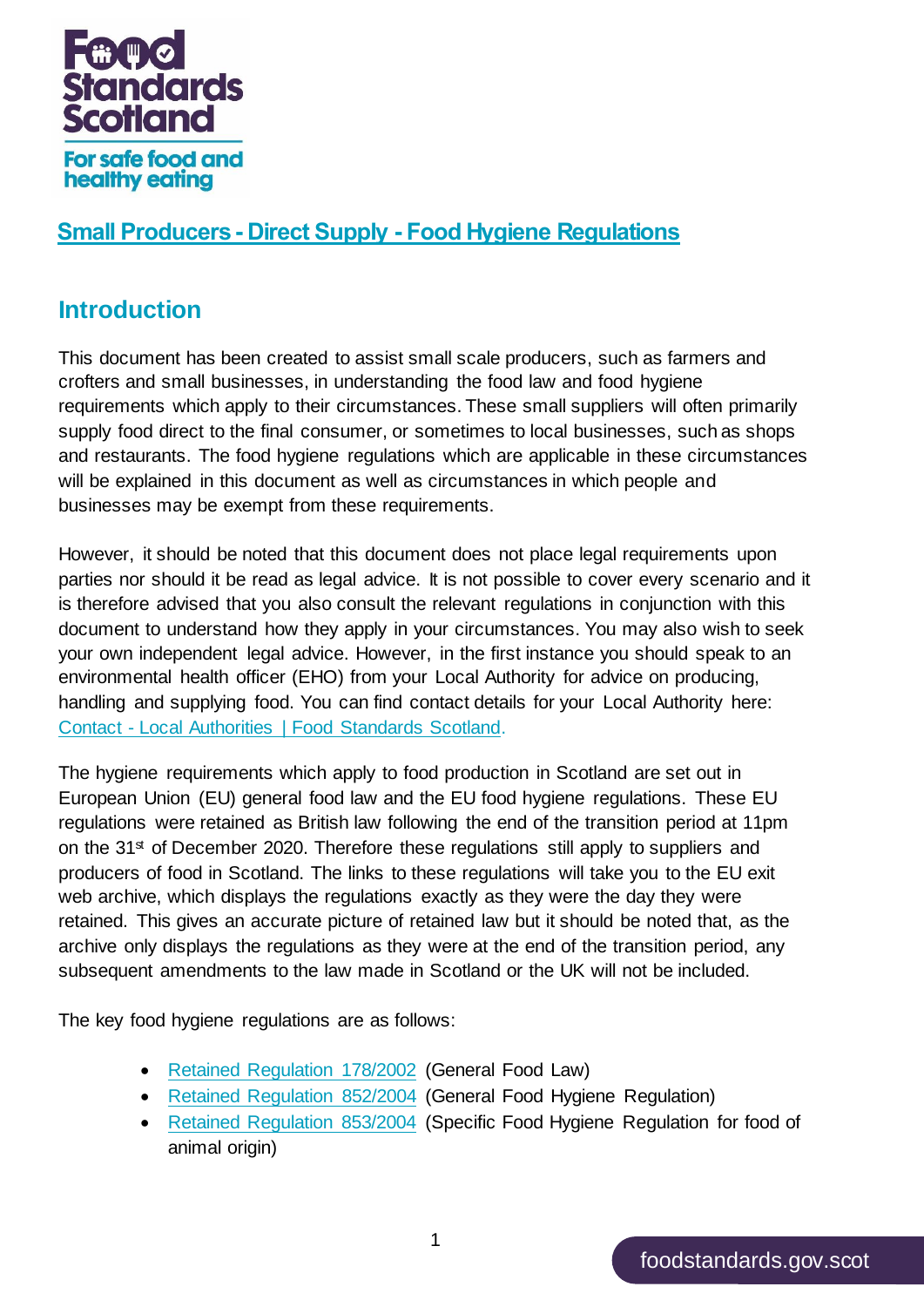# Small Producers - Direct Supply - Food Hygiene Regulations

## Introduction

This document has been created to assist small scale producers, such as farmers and crofters and small businesses, in understanding the food law and food hygiene requirements which apply to their circumstances. These small suppliers will often primarily supply food direct to the final consumer, or sometimes to local businesses, such as shops and restaurants. The food hygiene regulations which are applicable in these circumstances will be explained in this document as well as circumstances in which people and businesses may be exempt from these requirements.

However, it should be noted that this document does not place legal requirements upon parties nor should it be read as legal advice. It is not possible to cover every scenario and it is therefore advised that you also consult the relevant regulations in conjunction with this document to understand how they apply in your circumstances. You may also wish to seek your own independent legal advice. However, in the first instance you should speak to an environmental health officer (EHO) from your Local Authority for advice on producing, handling and supplying food. You can find contact details for your Local Authority here: Contact - Local Authorities | Food Standards Scotland.

The hygiene requirements which apply to food production in Scotland are set out in European Union (EU) general food law and the EU food hygiene regulations. These EU regulations were retained as British law following the end of the transition period at 11pm on the 31st of December 2020. Therefore these regulations still apply to suppliers and producers of food in Scotland. The links to these regulations will take you to the EU exit web archive, which displays the regulations exactly as they were the day they were retained. This gives an accurate picture of retained law but it should be noted that, as the archive only displays the regulations as they were at the end of the transition period, any subsequent amendments to the law made in Scotland or the UK will not be included.

The key food hygiene regulations are as follows:

- Retained Regulation 178/2002 (General Food Law)
- Retained Regulation 852/2004 (General Food Hygiene Regulation)
- Retained Regulation 853/2004 (Specific Food Hygiene Regulation for food of animal origin)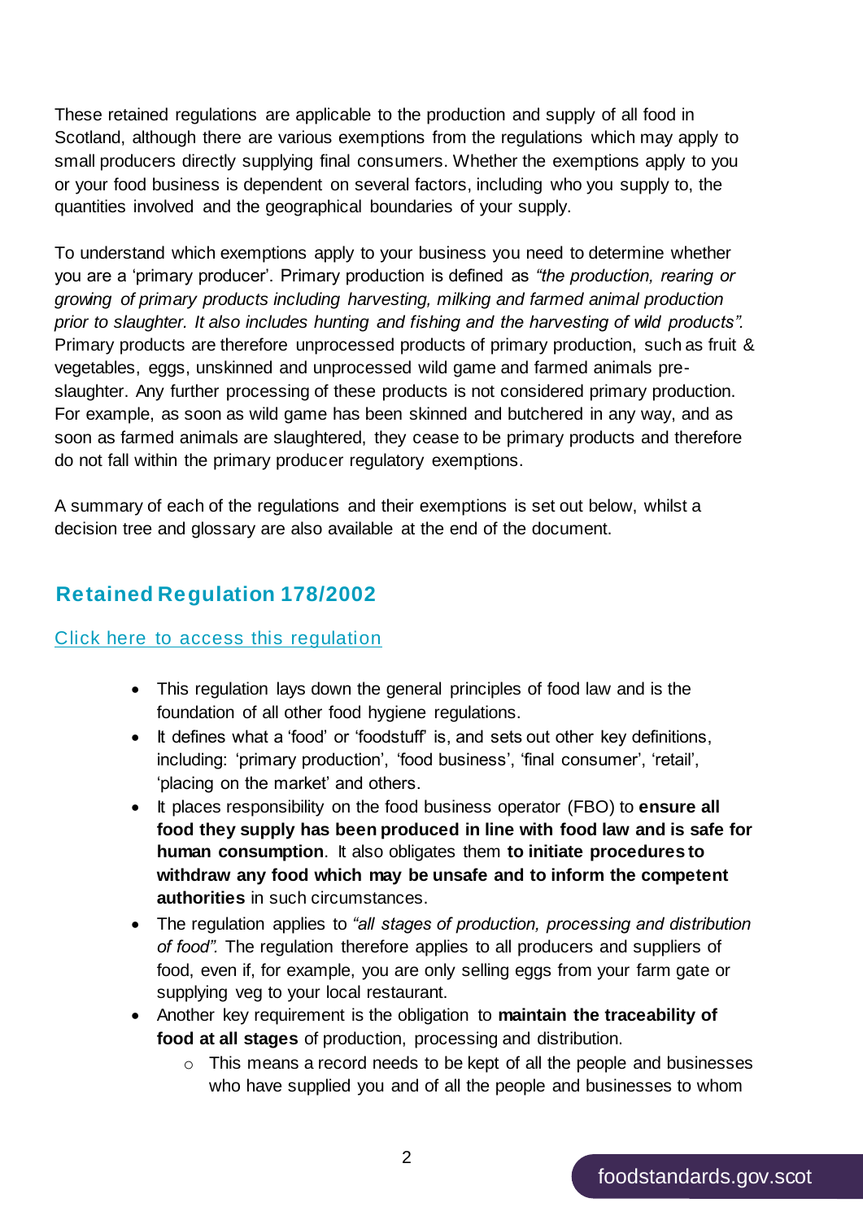These retained regulations are applicable to the production and supply of all food in Scotland, although there are various exemptions from the regulations which may apply to small producers directly supplying final consumers. Whether the exemptions apply to you or your food business is dependent on several factors, including who you supply to, the quantities involved and the geographical boundaries of your supply.

To understand which exemptions apply to your business you need to determine whether you are a 'primary producer'. Primary production is defined as *"the production, rearing or growing of primary products including harvesting, milking and farmed animal production prior to slaughter. It also includes hunting and fishing and the harvesting of wild products".* Primary products are therefore unprocessed products of primary production, such as fruit & vegetables, eggs, unskinned and unprocessed wild game and farmed animals pre-slaughter. Any further processing of these products is not considered primary production. For example, as soon as wild game has been skinned and butchered in any way, and as soon as farmed animals are slaughtered, they cease to be primary products and therefore do not fall within the primary producer regulatory exemptions.

A summary of each of the regulations and their exemptions is set out below, whilst a decision tree and glossary are also available at the end of the document.

## Retained Regulation 178/2002

Click here to access this regulation

- This regulation lays down the general principles of food law and is the foundation of all other food hygiene regulations.
- It defines what a 'food' or 'foodstuff' is, and sets out other key definitions, including: 'primary production', 'food business', 'final consumer', 'retail', 'placing on the market' and others.
- It places responsibility on the food business operator (FBO) to **ensure all food they supply has been produced in line with food law and is safe for human consumption**. It also obligates them **to initiate procedures to withdraw any food which may be unsafe and to inform the competent authorities** in such circumstances.
- The regulation applies to *"all stages of production, processing and distribution of food".* The regulation therefore applies to all producers and suppliers of food, even if, for example, you are only selling eggs from your farm gate or supplying veg to your local restaurant.
- Another key requirement is the obligation to **maintain the traceability of food at all stages** of production, processing and distribution.
  - This means a record needs to be kept of all the people and businesses who have supplied you and of all the people and businesses to whom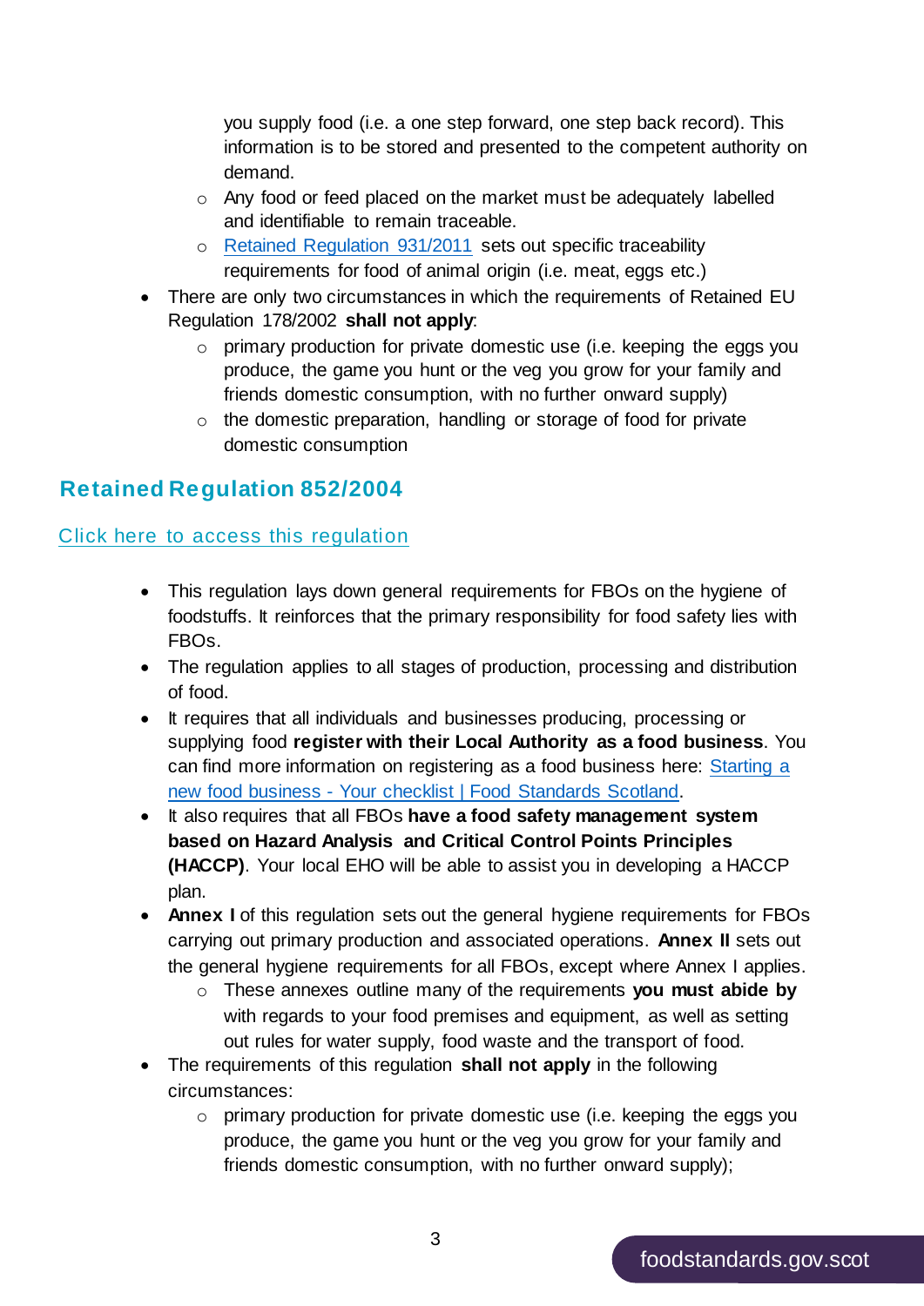you supply food (i.e. a one step forward, one step back record). This information is to be stored and presented to the competent authority on demand.
    - Any food or feed placed on the market must be adequately labelled and identifiable to remain traceable.
    - [Retained Regulation 931/2011]() sets out specific traceability requirements for food of animal origin (i.e. meat, eggs etc.)
- There are only two circumstances in which the requirements of Retained EU Regulation 178/2002 **shall not apply**:
    - primary production for private domestic use (i.e. keeping the eggs you produce, the game you hunt or the veg you grow for your family and friends domestic consumption, with no further onward supply)
    - the domestic preparation, handling or storage of food for private domestic consumption

## Retained Regulation 852/2004

[Click here to access this regulation]()

- This regulation lays down general requirements for FBOs on the hygiene of foodstuffs. It reinforces that the primary responsibility for food safety lies with FBOs.
- The regulation applies to all stages of production, processing and distribution of food.
- It requires that all individuals and businesses producing, processing or supplying food **register with their Local Authority as a food business**. You can find more information on registering as a food business here: [Starting a new food business - Your checklist | Food Standards Scotland]().
- It also requires that all FBOs **have a food safety management system based on Hazard Analysis and Critical Control Points Principles (HACCP)**. Your local EHO will be able to assist you in developing a HACCP plan.
- **Annex I** of this regulation sets out the general hygiene requirements for FBOs carrying out primary production and associated operations. **Annex II** sets out the general hygiene requirements for all FBOs, except where Annex I applies.
    - These annexes outline many of the requirements **you must abide by** with regards to your food premises and equipment, as well as setting out rules for water supply, food waste and the transport of food.
- The requirements of this regulation **shall not apply** in the following circumstances:
    - primary production for private domestic use (i.e. keeping the eggs you produce, the game you hunt or the veg you grow for your family and friends domestic consumption, with no further onward supply);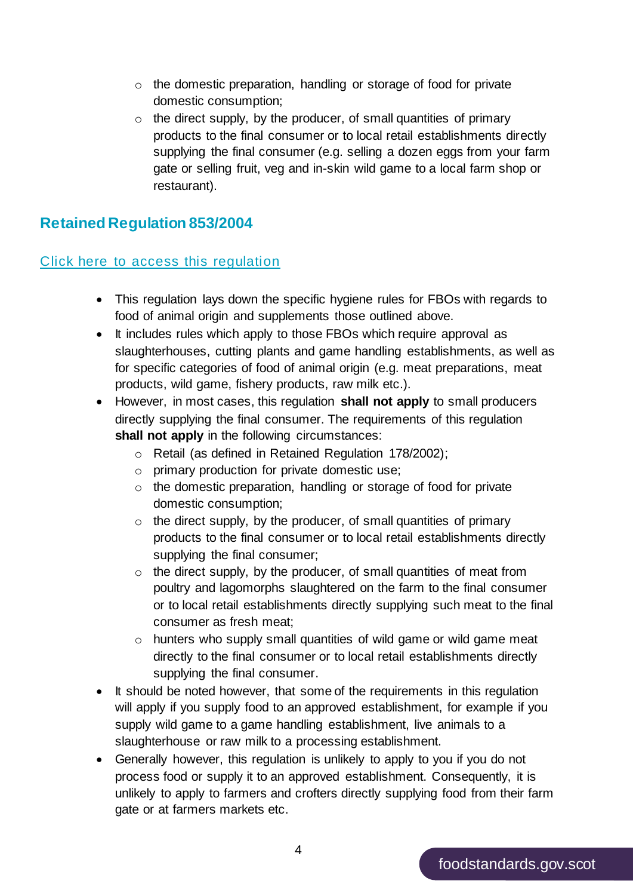- the domestic preparation, handling or storage of food for private domestic consumption;
  - the direct supply, by the producer, of small quantities of primary products to the final consumer or to local retail establishments directly supplying the final consumer (e.g. selling a dozen eggs from your farm gate or selling fruit, veg and in-skin wild game to a local farm shop or restaurant).

## Retained Regulation 853/2004

[Click here to access this regulation]

- This regulation lays down the specific hygiene rules for FBOs with regards to food of animal origin and supplements those outlined above.
- It includes rules which apply to those FBOs which require approval as slaughterhouses, cutting plants and game handling establishments, as well as for specific categories of food of animal origin (e.g. meat preparations, meat products, wild game, fishery products, raw milk etc.).
- However, in most cases, this regulation **shall not apply** to small producers directly supplying the final consumer. The requirements of this regulation **shall not apply** in the following circumstances:
  - Retail (as defined in Retained Regulation 178/2002);
  - primary production for private domestic use;
  - the domestic preparation, handling or storage of food for private domestic consumption;
  - the direct supply, by the producer, of small quantities of primary products to the final consumer or to local retail establishments directly supplying the final consumer;
  - the direct supply, by the producer, of small quantities of meat from poultry and lagomorphs slaughtered on the farm to the final consumer or to local retail establishments directly supplying such meat to the final consumer as fresh meat;
  - hunters who supply small quantities of wild game or wild game meat directly to the final consumer or to local retail establishments directly supplying the final consumer.
- It should be noted however, that some of the requirements in this regulation will apply if you supply food to an approved establishment, for example if you supply wild game to a game handling establishment, live animals to a slaughterhouse or raw milk to a processing establishment.
- Generally however, this regulation is unlikely to apply to you if you do not process food or supply it to an approved establishment. Consequently, it is unlikely to apply to farmers and crofters directly supplying food from their farm gate or at farmers markets etc.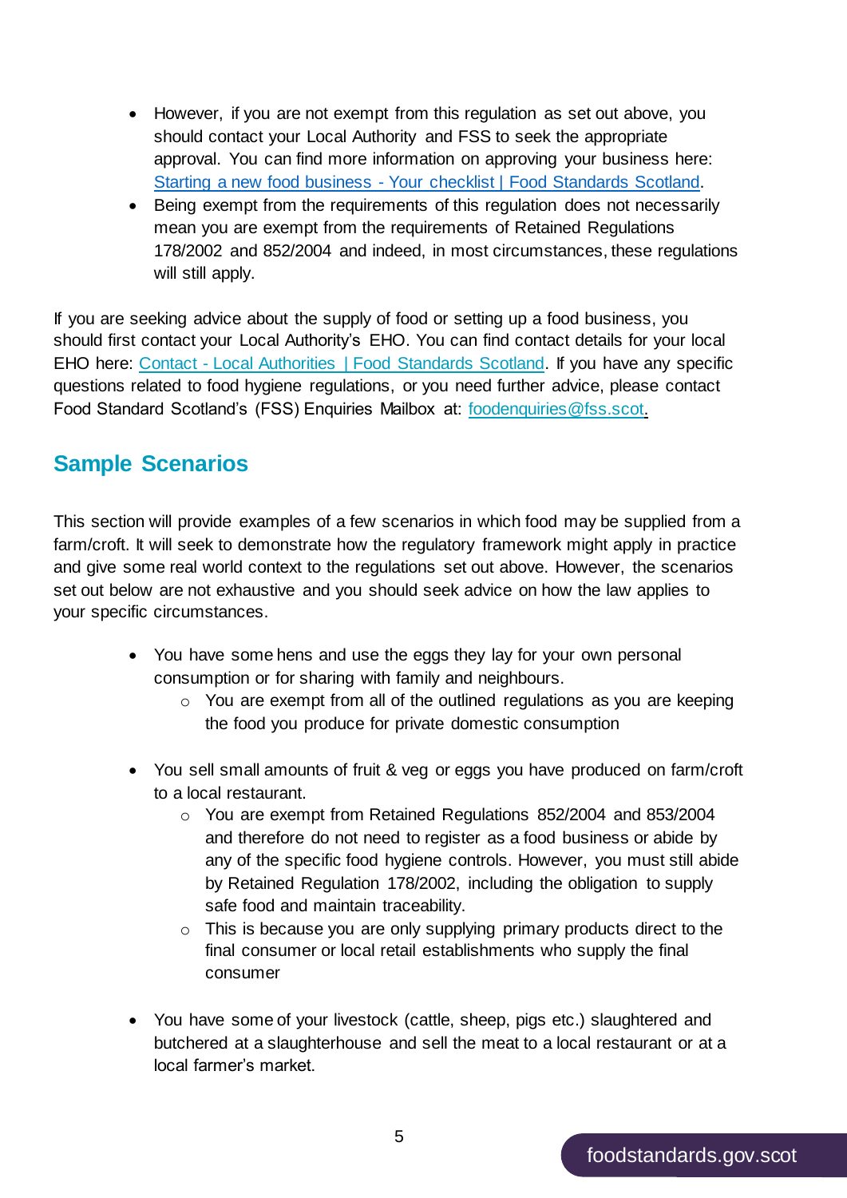- However, if you are not exempt from this regulation as set out above, you should contact your Local Authority and FSS to seek the appropriate approval. You can find more information on approving your business here: [Starting a new food business - Your checklist | Food Standards Scotland](#).
- Being exempt from the requirements of this regulation does not necessarily mean you are exempt from the requirements of Retained Regulations 178/2002 and 852/2004 and indeed, in most circumstances, these regulations will still apply.

If you are seeking advice about the supply of food or setting up a food business, you should first contact your Local Authority's EHO. You can find contact details for your local EHO here: [Contact - Local Authorities | Food Standards Scotland](#). If you have any specific questions related to food hygiene regulations, or you need further advice, please contact Food Standard Scotland's (FSS) Enquiries Mailbox at: [foodenquiries@fss.scot](mailto:foodenquiries@fss.scot).

## Sample Scenarios

This section will provide examples of a few scenarios in which food may be supplied from a farm/croft. It will seek to demonstrate how the regulatory framework might apply in practice and give some real world context to the regulations set out above. However, the scenarios set out below are not exhaustive and you should seek advice on how the law applies to your specific circumstances.

- You have some hens and use the eggs they lay for your own personal consumption or for sharing with family and neighbours.
  - You are exempt from all of the outlined regulations as you are keeping the food you produce for private domestic consumption

- You sell small amounts of fruit & veg or eggs you have produced on farm/croft to a local restaurant.
  - You are exempt from Retained Regulations 852/2004 and 853/2004 and therefore do not need to register as a food business or abide by any of the specific food hygiene controls. However, you must still abide by Retained Regulation 178/2002, including the obligation to supply safe food and maintain traceability.
  - This is because you are only supplying primary products direct to the final consumer or local retail establishments who supply the final consumer

- You have some of your livestock (cattle, sheep, pigs etc.) slaughtered and butchered at a slaughterhouse and sell the meat to a local restaurant or at a local farmer's market.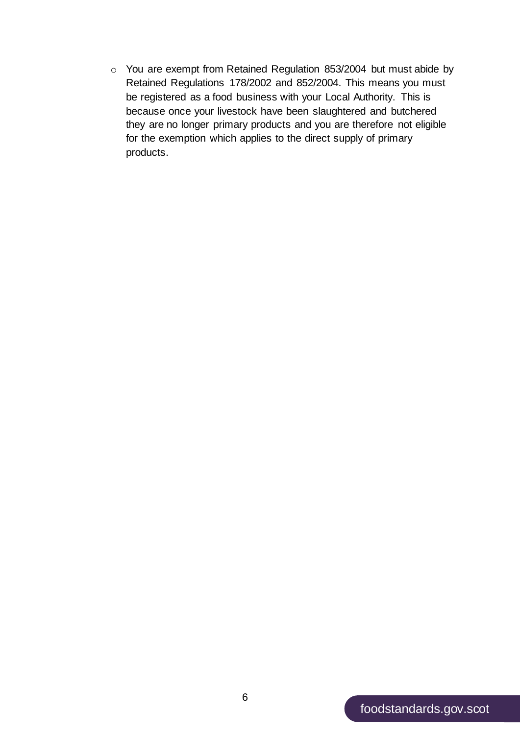- You are exempt from Retained Regulation 853/2004 but must abide by Retained Regulations 178/2002 and 852/2004. This means you must be registered as a food business with your Local Authority. This is because once your livestock have been slaughtered and butchered they are no longer primary products and you are therefore not eligible for the exemption which applies to the direct supply of primary products.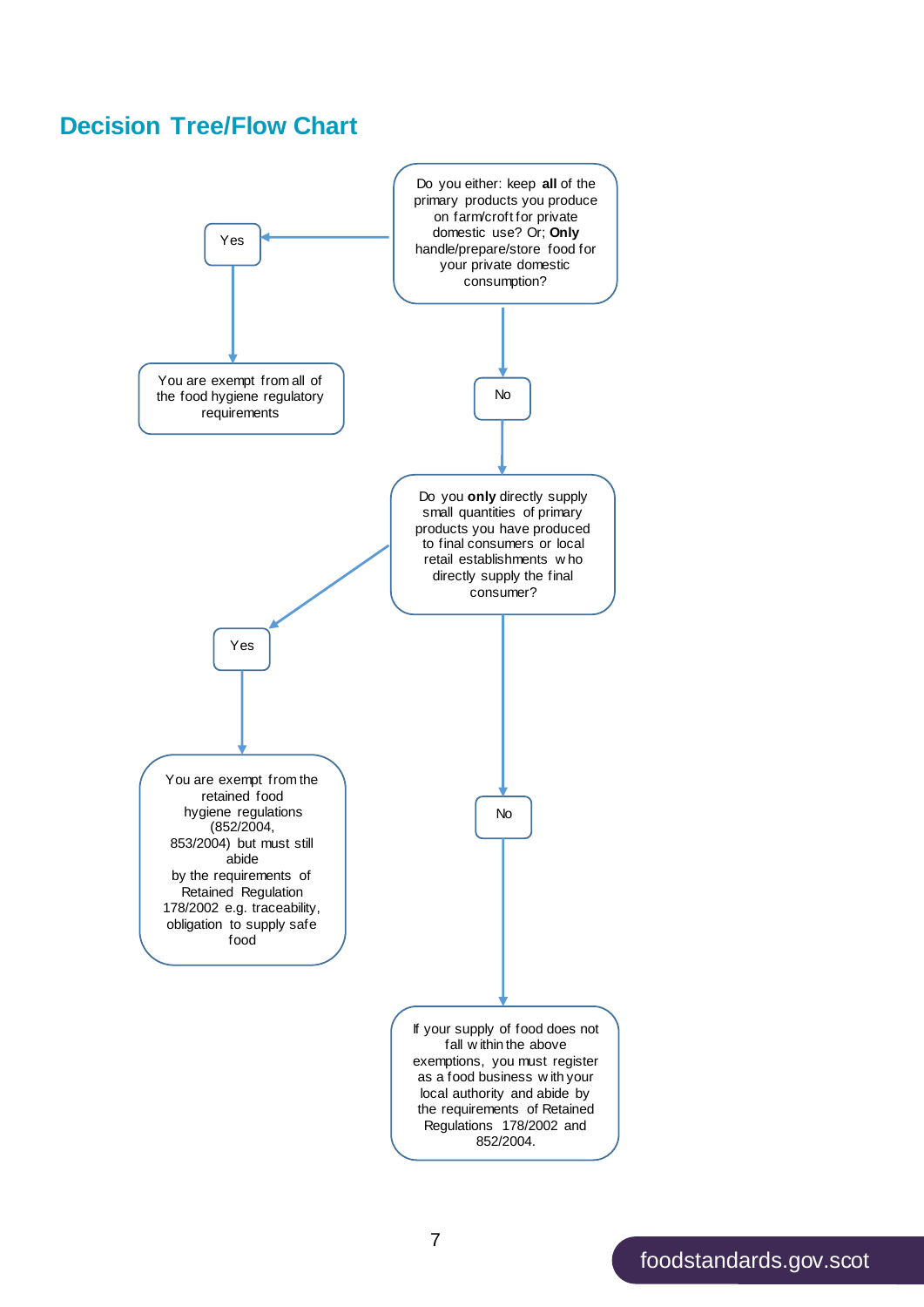## Decision Tree/Flow Chart

Do you either: keep **all** of the primary products you produce on farm/croft for private domestic use? Or; **Only** handle/prepare/store food for your private domestic consumption?

Yes

You are exempt from all of the food hygiene regulatory requirements

No

Do you **only** directly supply small quantities of primary products you have produced to final consumers or local retail establishments who directly supply the final consumer?

Yes

You are exempt from the retained food hygiene regulations (852/2004, 853/2004) but must still abide by the requirements of Retained Regulation 178/2002 e.g. traceability, obligation to supply safe food

No

If your supply of food does not fall within the above exemptions, you must register as a food business with your local authority and abide by the requirements of Retained Regulations 178/2002 and 852/2004.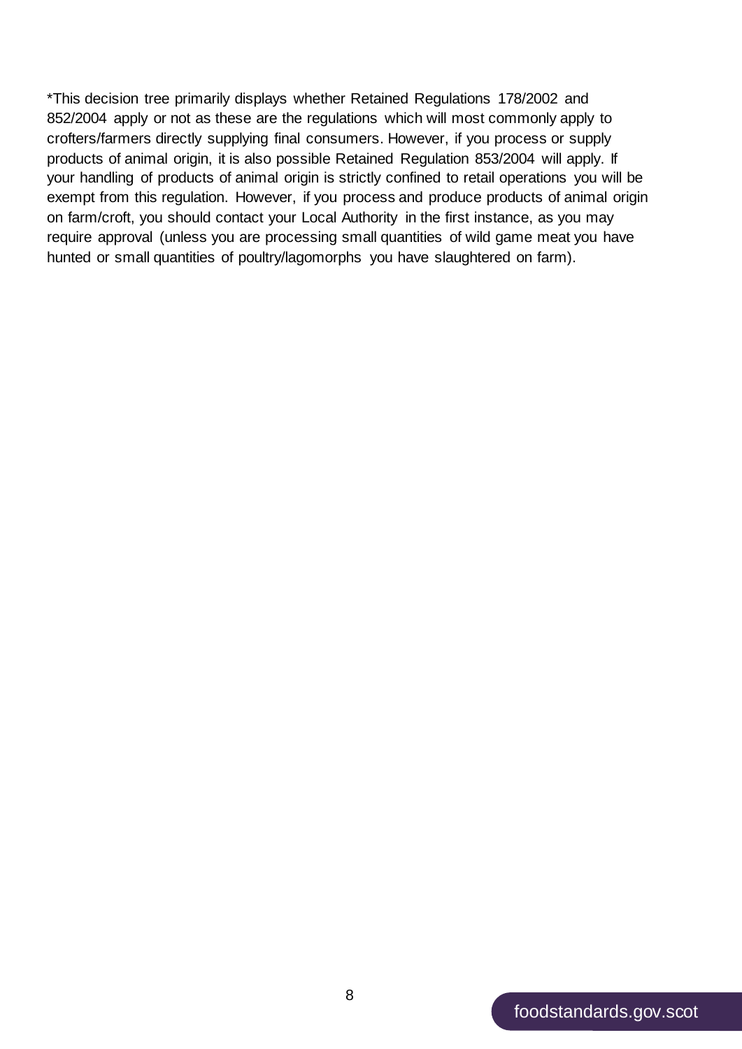*This decision tree primarily displays whether Retained Regulations 178/2002 and 852/2004 apply or not as these are the regulations which will most commonly apply to crofters/farmers directly supplying final consumers. However, if you process or supply products of animal origin, it is also possible Retained Regulation 853/2004 will apply. If your handling of products of animal origin is strictly confined to retail operations you will be exempt from this regulation. However, if you process and produce products of animal origin on farm/croft, you should contact your Local Authority in the first instance, as you may require approval (unless you are processing small quantities of wild game meat you have hunted or small quantities of poultry/lagomorphs you have slaughtered on farm).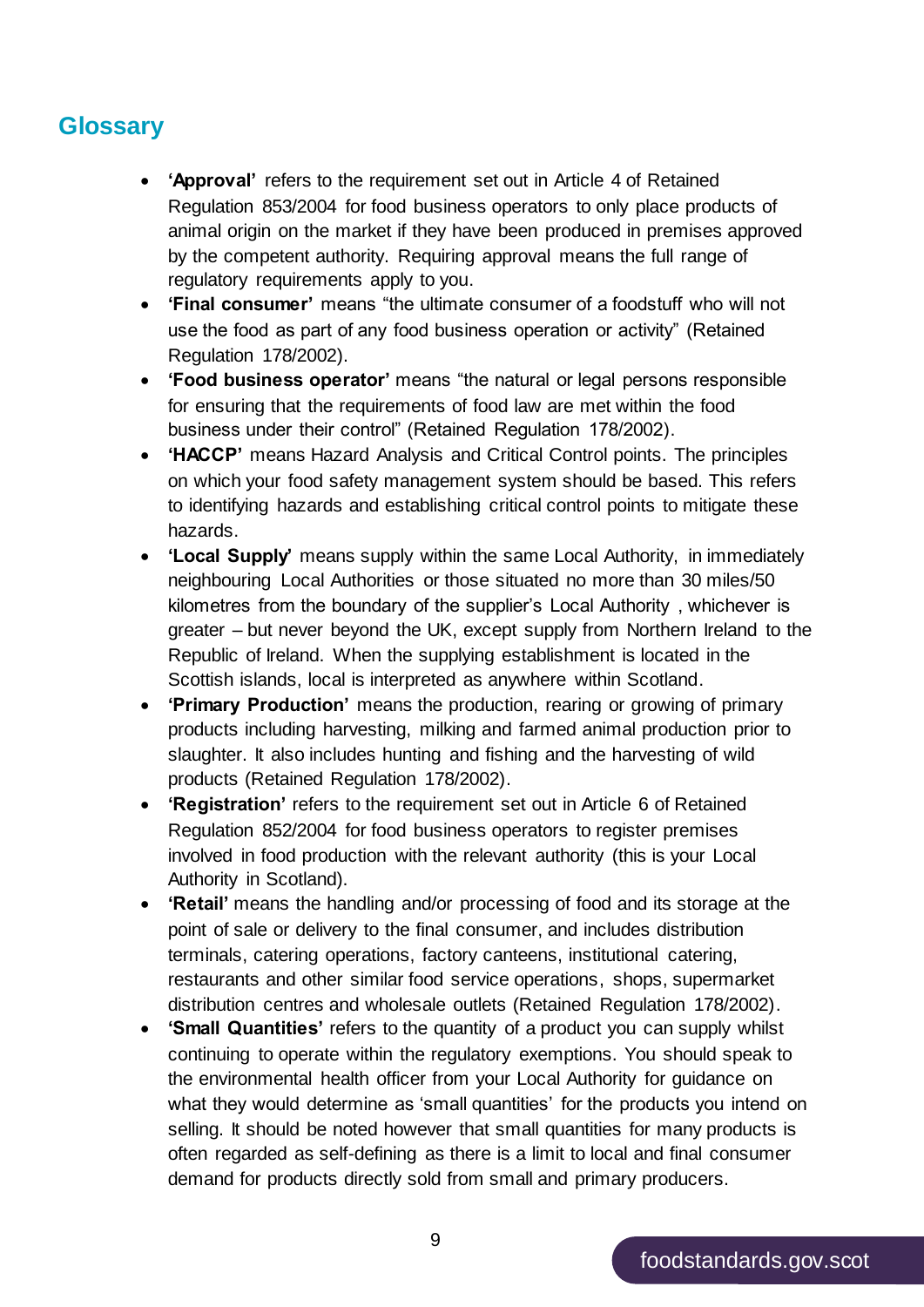## Glossary

- **'Approval'** refers to the requirement set out in Article 4 of Retained Regulation 853/2004 for food business operators to only place products of animal origin on the market if they have been produced in premises approved by the competent authority. Requiring approval means the full range of regulatory requirements apply to you.
- **'Final consumer'** means "the ultimate consumer of a foodstuff who will not use the food as part of any food business operation or activity" (Retained Regulation 178/2002).
- **'Food business operator'** means "the natural or legal persons responsible for ensuring that the requirements of food law are met within the food business under their control" (Retained Regulation 178/2002).
- **'HACCP'** means Hazard Analysis and Critical Control points. The principles on which your food safety management system should be based. This refers to identifying hazards and establishing critical control points to mitigate these hazards.
- **'Local Supply'** means supply within the same Local Authority, in immediately neighbouring Local Authorities or those situated no more than 30 miles/50 kilometres from the boundary of the supplier's Local Authority , whichever is greater – but never beyond the UK, except supply from Northern Ireland to the Republic of Ireland. When the supplying establishment is located in the Scottish islands, local is interpreted as anywhere within Scotland.
- **'Primary Production'** means the production, rearing or growing of primary products including harvesting, milking and farmed animal production prior to slaughter. It also includes hunting and fishing and the harvesting of wild products (Retained Regulation 178/2002).
- **'Registration'** refers to the requirement set out in Article 6 of Retained Regulation 852/2004 for food business operators to register premises involved in food production with the relevant authority (this is your Local Authority in Scotland).
- **'Retail'** means the handling and/or processing of food and its storage at the point of sale or delivery to the final consumer, and includes distribution terminals, catering operations, factory canteens, institutional catering, restaurants and other similar food service operations, shops, supermarket distribution centres and wholesale outlets (Retained Regulation 178/2002).
- **'Small Quantities'** refers to the quantity of a product you can supply whilst continuing to operate within the regulatory exemptions. You should speak to the environmental health officer from your Local Authority for guidance on what they would determine as 'small quantities' for the products you intend on selling. It should be noted however that small quantities for many products is often regarded as self-defining as there is a limit to local and final consumer demand for products directly sold from small and primary producers.